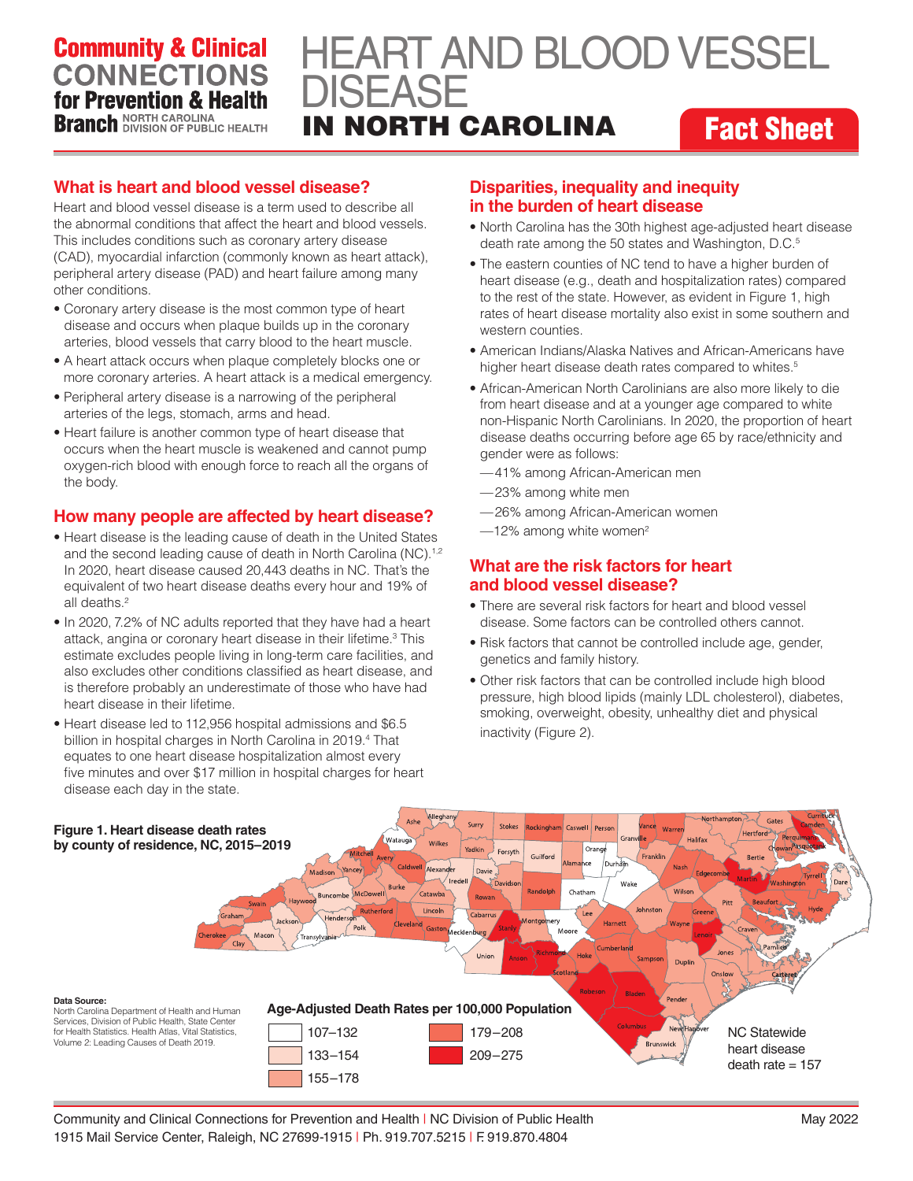**Community & Clinical CONNECTIONS for Prevention & Health Branch** NORTH CAROLINA DIVISION OF PUBLIC HEALTH

# HEART AND BLOOD VESSEL DISEASE IN NORTH CAROLINA

**Fact Sheet**

## What is heart and blood vessel disease?

Heart and blood vessel disease is a term used to describe all the abnormal conditions that affect the heart and blood vessels. This includes conditions such as coronary artery disease (CAD), myocardial infarction (commonly known as heart attack), peripheral artery disease (PAD) and heart failure among many other conditions.

- Coronary artery disease is the most common type of heart disease and occurs when plaque builds up in the coronary arteries, blood vessels that carry blood to the heart muscle.
- A heart attack occurs when plaque completely blocks one or more coronary arteries. A heart attack is a medical emergency.
- Peripheral artery disease is a narrowing of the peripheral arteries of the legs, stomach, arms and head.
- Heart failure is another common type of heart disease that occurs when the heart muscle is weakened and cannot pump oxygen-rich blood with enough force to reach all the organs of the body.

## How many people are affected by heart disease?

- Heart disease is the leading cause of death in the United States and the second leading cause of death in North Carolina (NC).[1,2] In 2020, heart disease caused 20,443 deaths in NC. That's the equivalent of two heart disease deaths every hour and 19% of all deaths.[2]
- In 2020, 7.2% of NC adults reported that they have had a heart attack, angina or coronary heart disease in their lifetime.[3] This estimate excludes people living in long-term care facilities, and also excludes other conditions classified as heart disease, and is therefore probably an underestimate of those who have had heart disease in their lifetime.
- Heart disease led to 112,956 hospital admissions and $6.5 billion in hospital charges in North Carolina in 2019.[4] That equates to one heart disease hospitalization almost every five minutes and over $17 million in hospital charges for heart disease each day in the state.

## Disparities, inequality and inequity in the burden of heart disease

- North Carolina has the 30th highest age-adjusted heart disease death rate among the 50 states and Washington, D.C.[5]
- The eastern counties of NC tend to have a higher burden of heart disease (e.g., death and hospitalization rates) compared to the rest of the state. However, as evident in Figure 1, high rates of heart disease mortality also exist in some southern and western counties.
- American Indians/Alaska Natives and African-Americans have higher heart disease death rates compared to whites.[5]
- African-American North Carolinians are also more likely to die from heart disease and at a younger age compared to white non-Hispanic North Carolinians. In 2020, the proportion of heart disease deaths occurring before age 65 by race/ethnicity and gender were as follows:
  - —41% among African-American men
  - —23% among white men
  - —26% among African-American women
  - —12% among white women[2]

## What are the risk factors for heart and blood vessel disease?

- There are several risk factors for heart and blood vessel disease. Some factors can be controlled others cannot.
- Risk factors that cannot be controlled include age, gender, genetics and family history.
- Other risk factors that can be controlled include high blood pressure, high blood lipids (mainly LDL cholesterol), diabetes, smoking, overweight, obesity, unhealthy diet and physical inactivity (Figure 2).

**Figure 1. Heart disease death rates by county of residence, NC, 2015–2019**

**Age-Adjusted Death Rates per 100,000 Population**

- 107–132
- 133–154
- 155–178
- 179–208
- 209–275

NC Statewide heart disease death rate = 157

**Data Source:**
North Carolina Department of Health and Human Services, Division of Public Health, State Center for Health Statistics. Health Atlas, Vital Statistics, Volume 2: Leading Causes of Death 2019.

Community and Clinical Connections for Prevention and Health | NC Division of Public Health
1915 Mail Service Center, Raleigh, NC 27699-1915 | Ph. 919.707.5215 | F. 919.870.4804

May 2022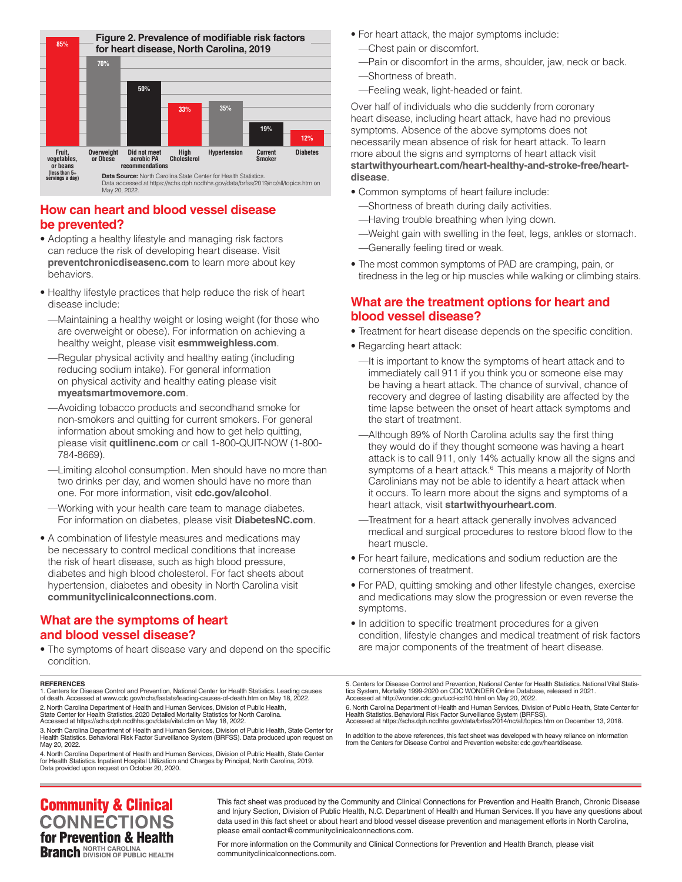**Figure 2. Prevalence of modifiable risk factors for heart disease, North Carolina, 2019**

85%
70%
50%
33%
35%
19%
12%

Fruit, vegetables, or beans (less than 5+ servings a day)
Overweight or Obese
Did not meet aerobic PA recommendations
High Cholesterol
Hypertension
Current Smoker
Diabetes

**Data Source:** North Carolina State Center for Health Statistics. Data accessed at https://schs.dph.ncdhhs.gov/data/brfss/2019/nc/all/topics.htm on May 20, 2022.

## How can heart and blood vessel disease be prevented?

- Adopting a healthy lifestyle and managing risk factors can reduce the risk of developing heart disease. Visit **preventchronicdiseasenc.com** to learn more about key behaviors.
- Healthy lifestyle practices that help reduce the risk of heart disease include:
  - —Maintaining a healthy weight or losing weight (for those who are overweight or obese). For information on achieving a healthy weight, please visit **esmmweighless.com**.
  - —Regular physical activity and healthy eating (including reducing sodium intake). For general information on physical activity and healthy eating please visit **myeatsmartmovemore.com**.
  - —Avoiding tobacco products and secondhand smoke for non-smokers and quitting for current smokers. For general information about smoking and how to get help quitting, please visit **quitlinenc.com** or call 1-800-QUIT-NOW (1-800-784-8669).
  - —Limiting alcohol consumption. Men should have no more than two drinks per day, and women should have no more than one. For more information, visit **cdc.gov/alcohol**.
  - —Working with your health care team to manage diabetes. For information on diabetes, please visit **DiabetesNC.com**.
- A combination of lifestyle measures and medications may be necessary to control medical conditions that increase the risk of heart disease, such as high blood pressure, diabetes and high blood cholesterol. For fact sheets about hypertension, diabetes and obesity in North Carolina visit **communityclinicalconnections.com**.

## What are the symptoms of heart and blood vessel disease?

- The symptoms of heart disease vary and depend on the specific condition.
- For heart attack, the major symptoms include:
  - —Chest pain or discomfort.
  - —Pain or discomfort in the arms, shoulder, jaw, neck or back.
  - —Shortness of breath.
  - —Feeling weak, light-headed or faint.

Over half of individuals who die suddenly from coronary heart disease, including heart attack, have had no previous symptoms. Absence of the above symptoms does not necessarily mean absence of risk for heart attack. To learn more about the signs and symptoms of heart attack visit **startwithyourheart.com/heart-healthy-and-stroke-free/heart-disease**.

- Common symptoms of heart failure include:
  - —Shortness of breath during daily activities.
  - —Having trouble breathing when lying down.
  - —Weight gain with swelling in the feet, legs, ankles or stomach.
  - —Generally feeling tired or weak.
- The most common symptoms of PAD are cramping, pain, or tiredness in the leg or hip muscles while walking or climbing stairs.

## What are the treatment options for heart and blood vessel disease?

- Treatment for heart disease depends on the specific condition.
- Regarding heart attack:
  - —It is important to know the symptoms of heart attack and to immediately call 911 if you think you or someone else may be having a heart attack. The chance of survival, chance of recovery and degree of lasting disability are affected by the time lapse between the onset of heart attack symptoms and the start of treatment.
  - —Although 89% of North Carolina adults say the first thing they would do if they thought someone was having a heart attack is to call 911, only 14% actually know all the signs and symptoms of a heart attack.[6] This means a majority of North Carolinians may not be able to identify a heart attack when it occurs. To learn more about the signs and symptoms of a heart attack, visit **startwithyourheart.com**.
  - —Treatment for a heart attack generally involves advanced medical and surgical procedures to restore blood flow to the heart muscle.
- For heart failure, medications and sodium reduction are the cornerstones of treatment.
- For PAD, quitting smoking and other lifestyle changes, exercise and medications may slow the progression or even reverse the symptoms.
- In addition to specific treatment procedures for a given condition, lifestyle changes and medical treatment of risk factors are major components of the treatment of heart disease.

**REFERENCES**

1. Centers for Disease Control and Prevention, National Center for Health Statistics. Leading causes of death. Accessed at www.cdc.gov/nchs/fastats/leading-causes-of-death.htm on May 18, 2022.
2. North Carolina Department of Health and Human Services, Division of Public Health, State Center for Health Statistics. 2020 Detailed Mortality Statistics for North Carolina. Accessed at https://schs.dph.ncdhhs.gov/data/vital.cfm on May 18, 2022.
3. North Carolina Department of Health and Human Services, Division of Public Health, State Center for Health Statistics. Behavioral Risk Factor Surveillance System (BRFSS). Data produced upon request on May 20, 2022.
4. North Carolina Department of Health and Human Services, Division of Public Health, State Center for Health Statistics. Inpatient Hospital Utilization and Charges by Principal, North Carolina, 2019. Data provided upon request on October 20, 2020.
5. Centers for Disease Control and Prevention, National Center for Health Statistics. National Vital Statistics System, Mortality 1999-2020 on CDC WONDER Online Database, released in 2021. Accessed at http://wonder.cdc.gov/ucd-icd10.html on May 20, 2022.
6. North Carolina Department of Health and Human Services, Division of Public Health, State Center for Health Statistics. Behavioral Risk Factor Surveillance System (BRFSS). Accessed at https://schs.dph.ncdhhs.gov/data/brfss/2014/nc/all/topics.htm on December 13, 2018.

In addition to the above references, this fact sheet was developed with heavy reliance on information from the Centers for Disease Control and Prevention website: cdc.gov/heartdisease.

**Community & Clinical CONNECTIONS for Prevention & Health Branch** NORTH CAROLINA DIVISION OF PUBLIC HEALTH

This fact sheet was produced by the Community and Clinical Connections for Prevention and Health Branch, Chronic Disease and Injury Section, Division of Public Health, N.C. Department of Health and Human Services. If you have any questions about data used in this fact sheet or about heart and blood vessel disease prevention and management efforts in North Carolina, please email contact@communityclinicalconnections.com.

For more information on the Community and Clinical Connections for Prevention and Health Branch, please visit communityclinicalconnections.com.